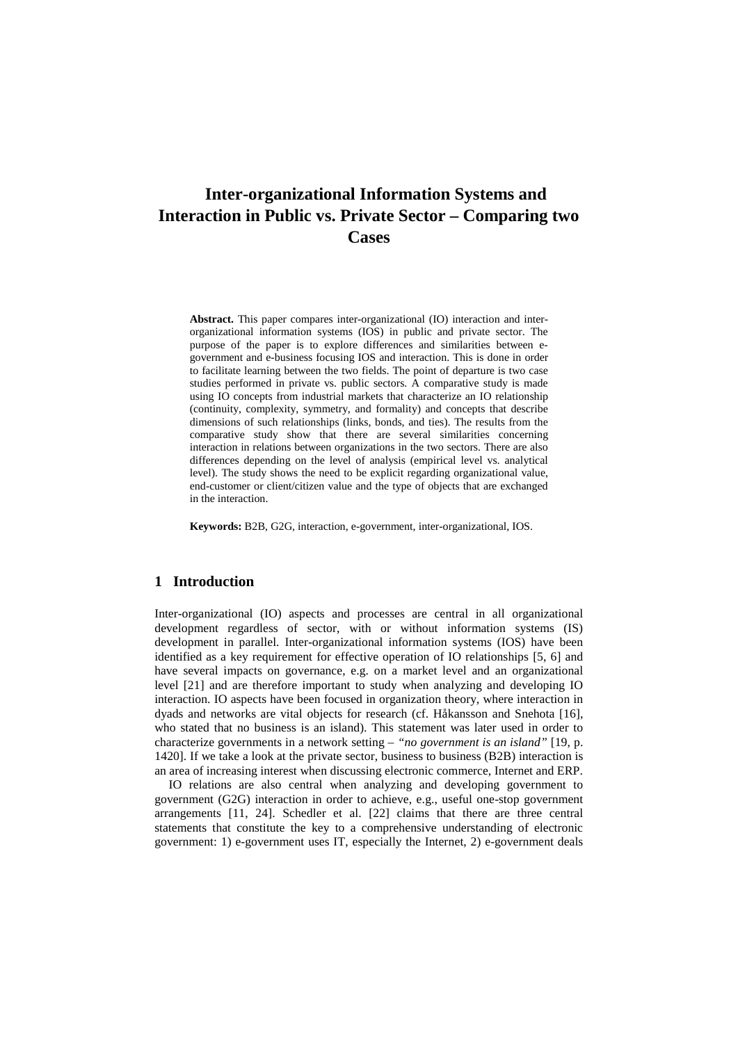# Inter-organizational Information Systems and Interaction in Public vs. Private Sector – Comparing two Cases

**Abstract.** This paper compares inter-organizational (IO) interaction and inter-organizational information systems (IOS) in public and private sector. The purpose of the paper is to explore differences and similarities between e-government and e-business focusing IOS and interaction. This is done in order to facilitate learning between the two fields. The point of departure is two case studies performed in private vs. public sectors. A comparative study is made using IO concepts from industrial markets that characterize an IO relationship (continuity, complexity, symmetry, and formality) and concepts that describe dimensions of such relationships (links, bonds, and ties). The results from the comparative study show that there are several similarities concerning interaction in relations between organizations in the two sectors. There are also differences depending on the level of analysis (empirical level vs. analytical level). The study shows the need to be explicit regarding organizational value, end-customer or client/citizen value and the type of objects that are exchanged in the interaction.

**Keywords:** B2B, G2G, interaction, e-government, inter-organizational, IOS.

## 1 Introduction

Inter-organizational (IO) aspects and processes are central in all organizational development regardless of sector, with or without information systems (IS) development in parallel. Inter-organizational information systems (IOS) have been identified as a key requirement for effective operation of IO relationships [5, 6] and have several impacts on governance, e.g. on a market level and an organizational level [21] and are therefore important to study when analyzing and developing IO interaction. IO aspects have been focused in organization theory, where interaction in dyads and networks are vital objects for research (cf. Håkansson and Snehota [16], who stated that no business is an island). This statement was later used in order to characterize governments in a network setting – *"no government is an island"* [19, p. 1420]. If we take a look at the private sector, business to business (B2B) interaction is an area of increasing interest when discussing electronic commerce, Internet and ERP.

IO relations are also central when analyzing and developing government to government (G2G) interaction in order to achieve, e.g., useful one-stop government arrangements [11, 24]. Schedler et al. [22] claims that there are three central statements that constitute the key to a comprehensive understanding of electronic government: 1) e-government uses IT, especially the Internet, 2) e-government deals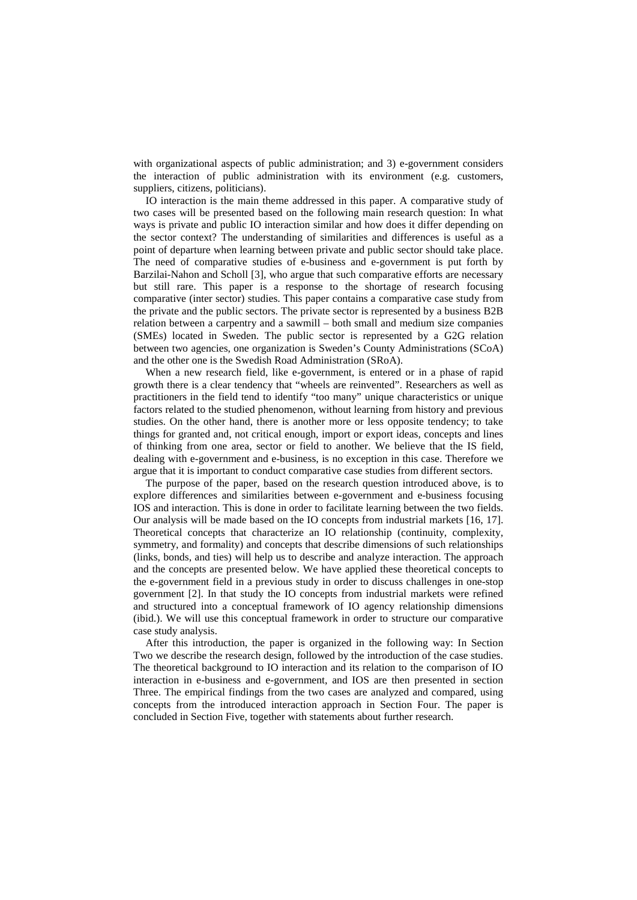with organizational aspects of public administration; and 3) e-government considers the interaction of public administration with its environment (e.g. customers, suppliers, citizens, politicians).

IO interaction is the main theme addressed in this paper. A comparative study of two cases will be presented based on the following main research question: In what ways is private and public IO interaction similar and how does it differ depending on the sector context? The understanding of similarities and differences is useful as a point of departure when learning between private and public sector should take place. The need of comparative studies of e-business and e-government is put forth by Barzilai-Nahon and Scholl [3], who argue that such comparative efforts are necessary but still rare. This paper is a response to the shortage of research focusing comparative (inter sector) studies. This paper contains a comparative case study from the private and the public sectors. The private sector is represented by a business B2B relation between a carpentry and a sawmill – both small and medium size companies (SMEs) located in Sweden. The public sector is represented by a G2G relation between two agencies, one organization is Sweden's County Administrations (SCoA) and the other one is the Swedish Road Administration (SRoA).

When a new research field, like e-government, is entered or in a phase of rapid growth there is a clear tendency that "wheels are reinvented". Researchers as well as practitioners in the field tend to identify "too many" unique characteristics or unique factors related to the studied phenomenon, without learning from history and previous studies. On the other hand, there is another more or less opposite tendency; to take things for granted and, not critical enough, import or export ideas, concepts and lines of thinking from one area, sector or field to another. We believe that the IS field, dealing with e-government and e-business, is no exception in this case. Therefore we argue that it is important to conduct comparative case studies from different sectors.

The purpose of the paper, based on the research question introduced above, is to explore differences and similarities between e-government and e-business focusing IOS and interaction. This is done in order to facilitate learning between the two fields. Our analysis will be made based on the IO concepts from industrial markets [16, 17]. Theoretical concepts that characterize an IO relationship (continuity, complexity, symmetry, and formality) and concepts that describe dimensions of such relationships (links, bonds, and ties) will help us to describe and analyze interaction. The approach and the concepts are presented below. We have applied these theoretical concepts to the e-government field in a previous study in order to discuss challenges in one-stop government [2]. In that study the IO concepts from industrial markets were refined and structured into a conceptual framework of IO agency relationship dimensions (ibid.). We will use this conceptual framework in order to structure our comparative case study analysis.

After this introduction, the paper is organized in the following way: In Section Two we describe the research design, followed by the introduction of the case studies. The theoretical background to IO interaction and its relation to the comparison of IO interaction in e-business and e-government, and IOS are then presented in section Three. The empirical findings from the two cases are analyzed and compared, using concepts from the introduced interaction approach in Section Four. The paper is concluded in Section Five, together with statements about further research.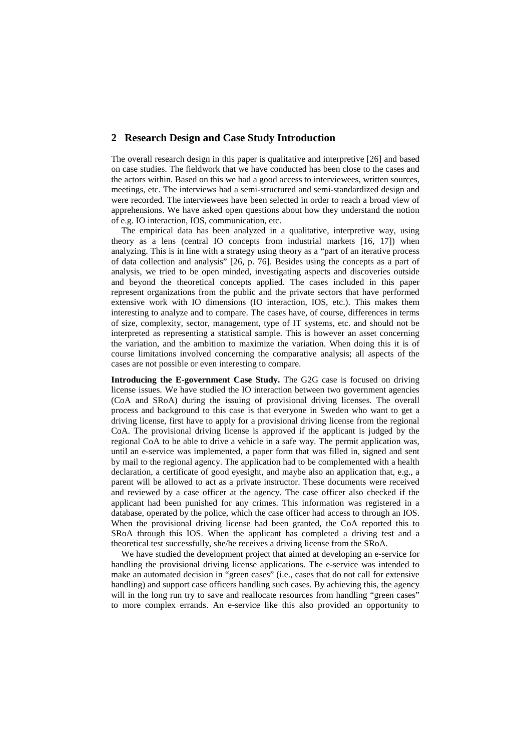## 2 Research Design and Case Study Introduction

The overall research design in this paper is qualitative and interpretive [26] and based on case studies. The fieldwork that we have conducted has been close to the cases and the actors within. Based on this we had a good access to interviewees, written sources, meetings, etc. The interviews had a semi-structured and semi-standardized design and were recorded. The interviewees have been selected in order to reach a broad view of apprehensions. We have asked open questions about how they understand the notion of e.g. IO interaction, IOS, communication, etc.

The empirical data has been analyzed in a qualitative, interpretive way, using theory as a lens (central IO concepts from industrial markets [16, 17]) when analyzing. This is in line with a strategy using theory as a "part of an iterative process of data collection and analysis" [26, p. 76]. Besides using the concepts as a part of analysis, we tried to be open minded, investigating aspects and discoveries outside and beyond the theoretical concepts applied. The cases included in this paper represent organizations from the public and the private sectors that have performed extensive work with IO dimensions (IO interaction, IOS, etc.). This makes them interesting to analyze and to compare. The cases have, of course, differences in terms of size, complexity, sector, management, type of IT systems, etc. and should not be interpreted as representing a statistical sample. This is however an asset concerning the variation, and the ambition to maximize the variation. When doing this it is of course limitations involved concerning the comparative analysis; all aspects of the cases are not possible or even interesting to compare.

**Introducing the E-government Case Study.** The G2G case is focused on driving license issues. We have studied the IO interaction between two government agencies (CoA and SRoA) during the issuing of provisional driving licenses. The overall process and background to this case is that everyone in Sweden who want to get a driving license, first have to apply for a provisional driving license from the regional CoA. The provisional driving license is approved if the applicant is judged by the regional CoA to be able to drive a vehicle in a safe way. The permit application was, until an e-service was implemented, a paper form that was filled in, signed and sent by mail to the regional agency. The application had to be complemented with a health declaration, a certificate of good eyesight, and maybe also an application that, e.g., a parent will be allowed to act as a private instructor. These documents were received and reviewed by a case officer at the agency. The case officer also checked if the applicant had been punished for any crimes. This information was registered in a database, operated by the police, which the case officer had access to through an IOS. When the provisional driving license had been granted, the CoA reported this to SRoA through this IOS. When the applicant has completed a driving test and a theoretical test successfully, she/he receives a driving license from the SRoA.

We have studied the development project that aimed at developing an e-service for handling the provisional driving license applications. The e-service was intended to make an automated decision in "green cases" (i.e., cases that do not call for extensive handling) and support case officers handling such cases. By achieving this, the agency will in the long run try to save and reallocate resources from handling "green cases" to more complex errands. An e-service like this also provided an opportunity to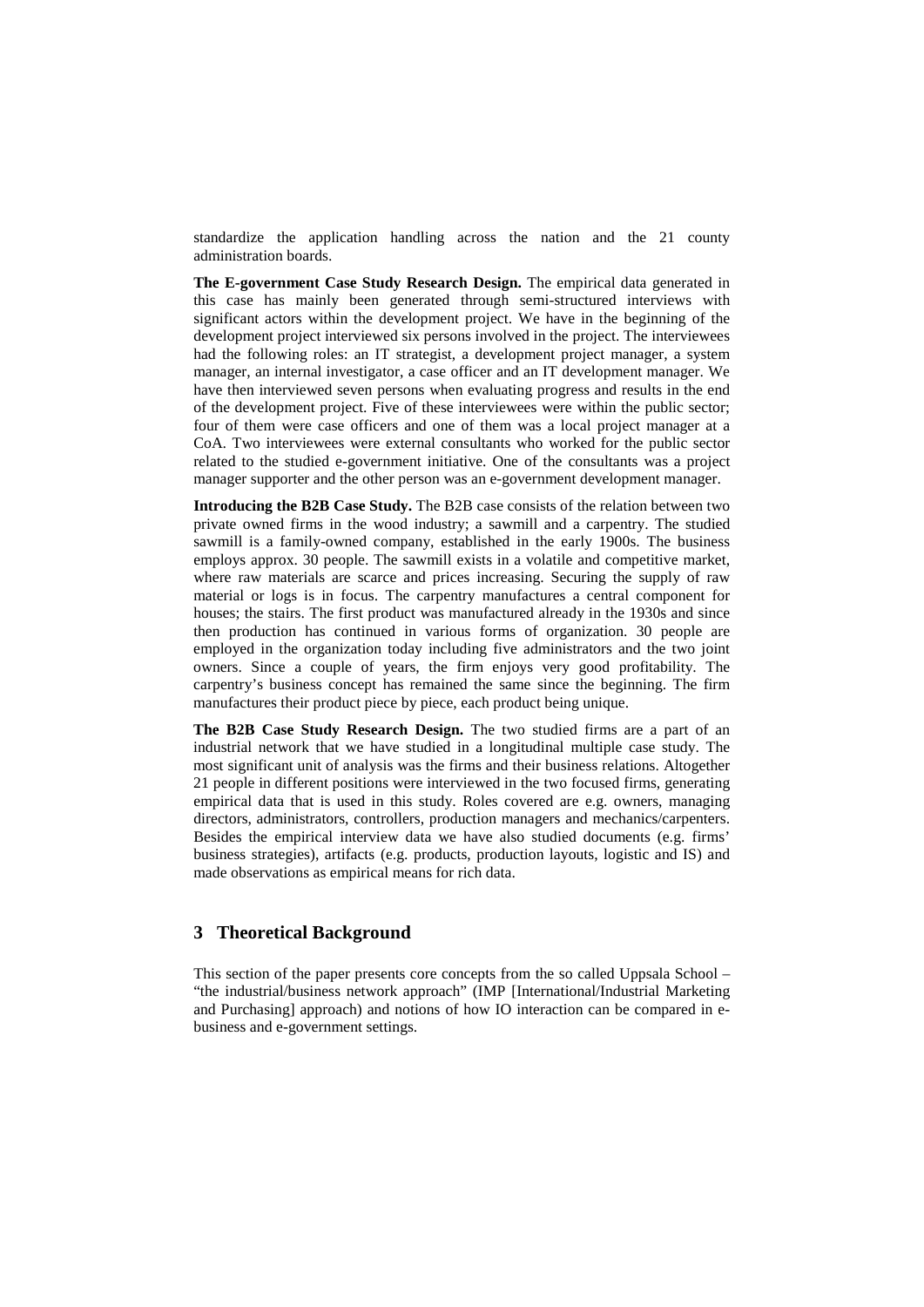standardize the application handling across the nation and the 21 county administration boards.

**The E-government Case Study Research Design.** The empirical data generated in this case has mainly been generated through semi-structured interviews with significant actors within the development project. We have in the beginning of the development project interviewed six persons involved in the project. The interviewees had the following roles: an IT strategist, a development project manager, a system manager, an internal investigator, a case officer and an IT development manager. We have then interviewed seven persons when evaluating progress and results in the end of the development project. Five of these interviewees were within the public sector; four of them were case officers and one of them was a local project manager at a CoA. Two interviewees were external consultants who worked for the public sector related to the studied e-government initiative. One of the consultants was a project manager supporter and the other person was an e-government development manager.

**Introducing the B2B Case Study.** The B2B case consists of the relation between two private owned firms in the wood industry; a sawmill and a carpentry. The studied sawmill is a family-owned company, established in the early 1900s. The business employs approx. 30 people. The sawmill exists in a volatile and competitive market, where raw materials are scarce and prices increasing. Securing the supply of raw material or logs is in focus. The carpentry manufactures a central component for houses; the stairs. The first product was manufactured already in the 1930s and since then production has continued in various forms of organization. 30 people are employed in the organization today including five administrators and the two joint owners. Since a couple of years, the firm enjoys very good profitability. The carpentry's business concept has remained the same since the beginning. The firm manufactures their product piece by piece, each product being unique.

**The B2B Case Study Research Design.** The two studied firms are a part of an industrial network that we have studied in a longitudinal multiple case study. The most significant unit of analysis was the firms and their business relations. Altogether 21 people in different positions were interviewed in the two focused firms, generating empirical data that is used in this study. Roles covered are e.g. owners, managing directors, administrators, controllers, production managers and mechanics/carpenters. Besides the empirical interview data we have also studied documents (e.g. firms' business strategies), artifacts (e.g. products, production layouts, logistic and IS) and made observations as empirical means for rich data.

## 3 Theoretical Background

This section of the paper presents core concepts from the so called Uppsala School – "the industrial/business network approach" (IMP [International/Industrial Marketing and Purchasing] approach) and notions of how IO interaction can be compared in e-business and e-government settings.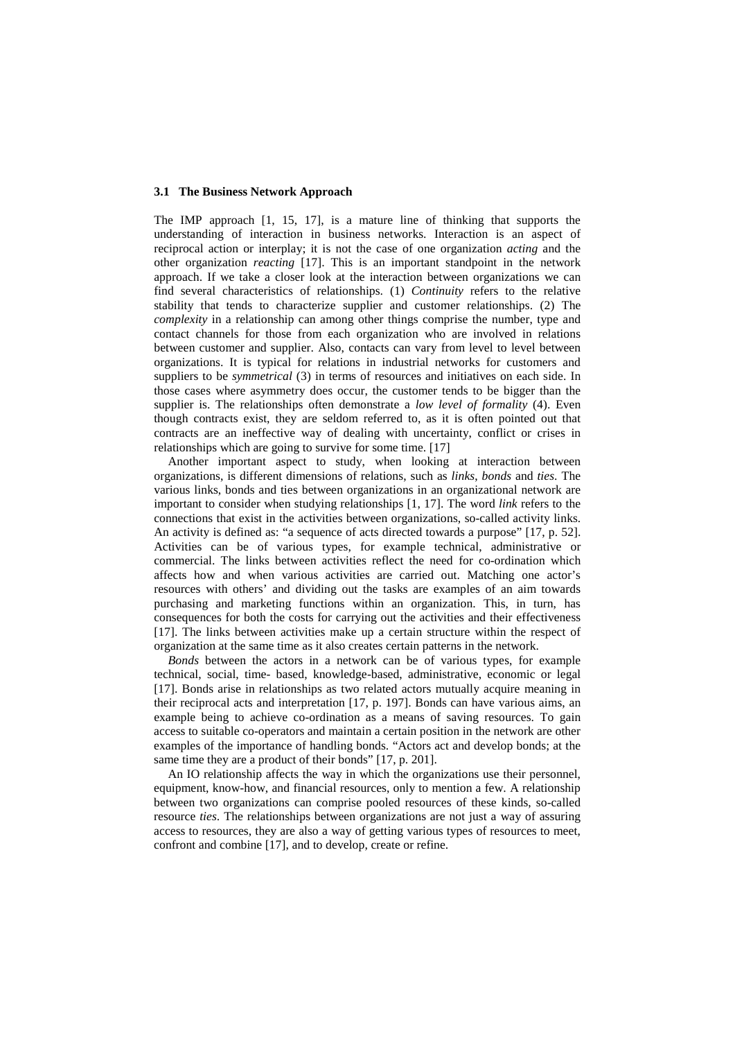### 3.1 The Business Network Approach

The IMP approach [1, 15, 17], is a mature line of thinking that supports the understanding of interaction in business networks. Interaction is an aspect of reciprocal action or interplay; it is not the case of one organization *acting* and the other organization *reacting* [17]. This is an important standpoint in the network approach. If we take a closer look at the interaction between organizations we can find several characteristics of relationships. (1) *Continuity* refers to the relative stability that tends to characterize supplier and customer relationships. (2) The *complexity* in a relationship can among other things comprise the number, type and contact channels for those from each organization who are involved in relations between customer and supplier. Also, contacts can vary from level to level between organizations. It is typical for relations in industrial networks for customers and suppliers to be *symmetrical* (3) in terms of resources and initiatives on each side. In those cases where asymmetry does occur, the customer tends to be bigger than the supplier is. The relationships often demonstrate a *low level of formality* (4). Even though contracts exist, they are seldom referred to, as it is often pointed out that contracts are an ineffective way of dealing with uncertainty, conflict or crises in relationships which are going to survive for some time. [17]

Another important aspect to study, when looking at interaction between organizations, is different dimensions of relations, such as *links*, *bonds* and *ties*. The various links, bonds and ties between organizations in an organizational network are important to consider when studying relationships [1, 17]. The word *link* refers to the connections that exist in the activities between organizations, so-called activity links. An activity is defined as: "a sequence of acts directed towards a purpose" [17, p. 52]. Activities can be of various types, for example technical, administrative or commercial. The links between activities reflect the need for co-ordination which affects how and when various activities are carried out. Matching one actor's resources with others' and dividing out the tasks are examples of an aim towards purchasing and marketing functions within an organization. This, in turn, has consequences for both the costs for carrying out the activities and their effectiveness [17]. The links between activities make up a certain structure within the respect of organization at the same time as it also creates certain patterns in the network.

*Bonds* between the actors in a network can be of various types, for example technical, social, time- based, knowledge-based, administrative, economic or legal [17]. Bonds arise in relationships as two related actors mutually acquire meaning in their reciprocal acts and interpretation [17, p. 197]. Bonds can have various aims, an example being to achieve co-ordination as a means of saving resources. To gain access to suitable co-operators and maintain a certain position in the network are other examples of the importance of handling bonds. "Actors act and develop bonds; at the same time they are a product of their bonds" [17, p. 201].

An IO relationship affects the way in which the organizations use their personnel, equipment, know-how, and financial resources, only to mention a few. A relationship between two organizations can comprise pooled resources of these kinds, so-called resource *ties*. The relationships between organizations are not just a way of assuring access to resources, they are also a way of getting various types of resources to meet, confront and combine [17], and to develop, create or refine.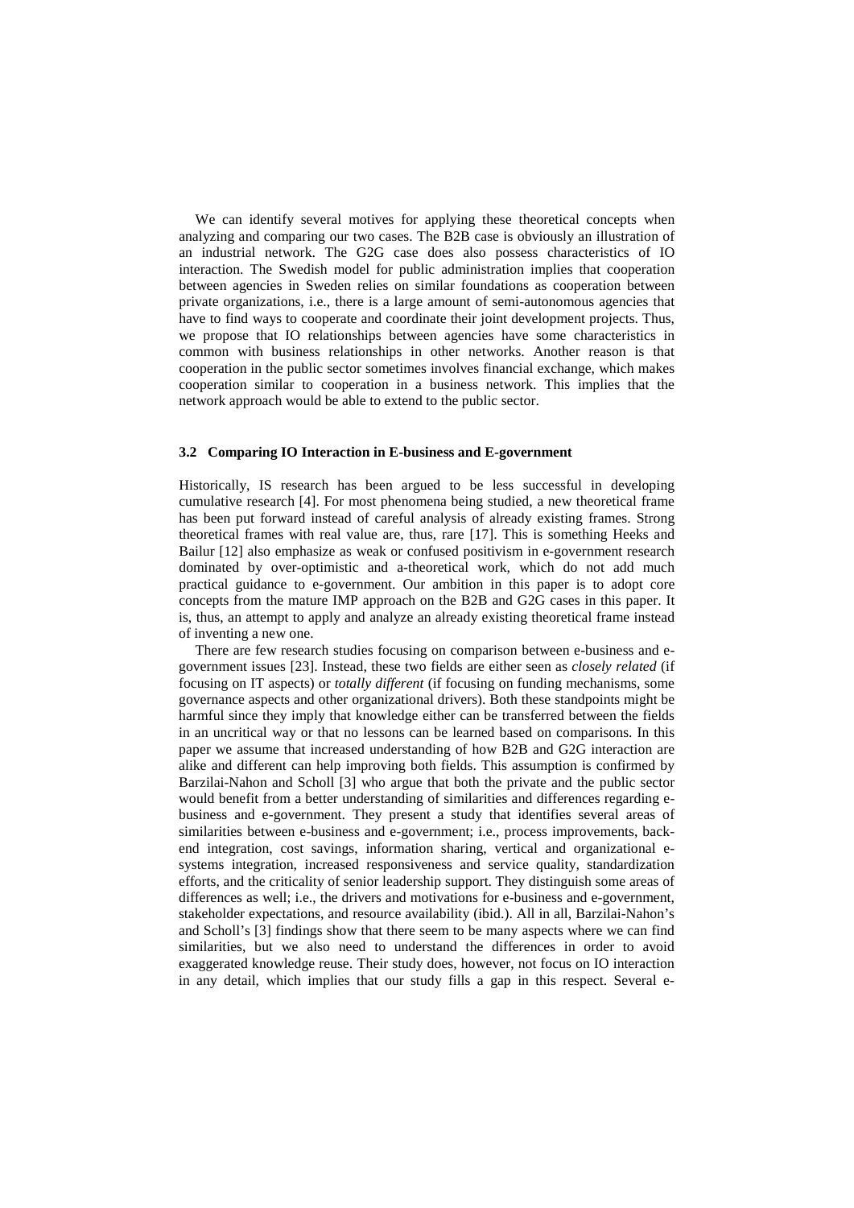We can identify several motives for applying these theoretical concepts when analyzing and comparing our two cases. The B2B case is obviously an illustration of an industrial network. The G2G case does also possess characteristics of IO interaction. The Swedish model for public administration implies that cooperation between agencies in Sweden relies on similar foundations as cooperation between private organizations, i.e., there is a large amount of semi-autonomous agencies that have to find ways to cooperate and coordinate their joint development projects. Thus, we propose that IO relationships between agencies have some characteristics in common with business relationships in other networks. Another reason is that cooperation in the public sector sometimes involves financial exchange, which makes cooperation similar to cooperation in a business network. This implies that the network approach would be able to extend to the public sector.

### 3.2 Comparing IO Interaction in E-business and E-government

Historically, IS research has been argued to be less successful in developing cumulative research [4]. For most phenomena being studied, a new theoretical frame has been put forward instead of careful analysis of already existing frames. Strong theoretical frames with real value are, thus, rare [17]. This is something Heeks and Bailur [12] also emphasize as weak or confused positivism in e-government research dominated by over-optimistic and a-theoretical work, which do not add much practical guidance to e-government. Our ambition in this paper is to adopt core concepts from the mature IMP approach on the B2B and G2G cases in this paper. It is, thus, an attempt to apply and analyze an already existing theoretical frame instead of inventing a new one.

There are few research studies focusing on comparison between e-business and e-government issues [23]. Instead, these two fields are either seen as *closely related* (if focusing on IT aspects) or *totally different* (if focusing on funding mechanisms, some governance aspects and other organizational drivers). Both these standpoints might be harmful since they imply that knowledge either can be transferred between the fields in an uncritical way or that no lessons can be learned based on comparisons. In this paper we assume that increased understanding of how B2B and G2G interaction are alike and different can help improving both fields. This assumption is confirmed by Barzilai-Nahon and Scholl [3] who argue that both the private and the public sector would benefit from a better understanding of similarities and differences regarding e-business and e-government. They present a study that identifies several areas of similarities between e-business and e-government; i.e., process improvements, back-end integration, cost savings, information sharing, vertical and organizational e-systems integration, increased responsiveness and service quality, standardization efforts, and the criticality of senior leadership support. They distinguish some areas of differences as well; i.e., the drivers and motivations for e-business and e-government, stakeholder expectations, and resource availability (ibid.). All in all, Barzilai-Nahon's and Scholl's [3] findings show that there seem to be many aspects where we can find similarities, but we also need to understand the differences in order to avoid exaggerated knowledge reuse. Their study does, however, not focus on IO interaction in any detail, which implies that our study fills a gap in this respect. Several e-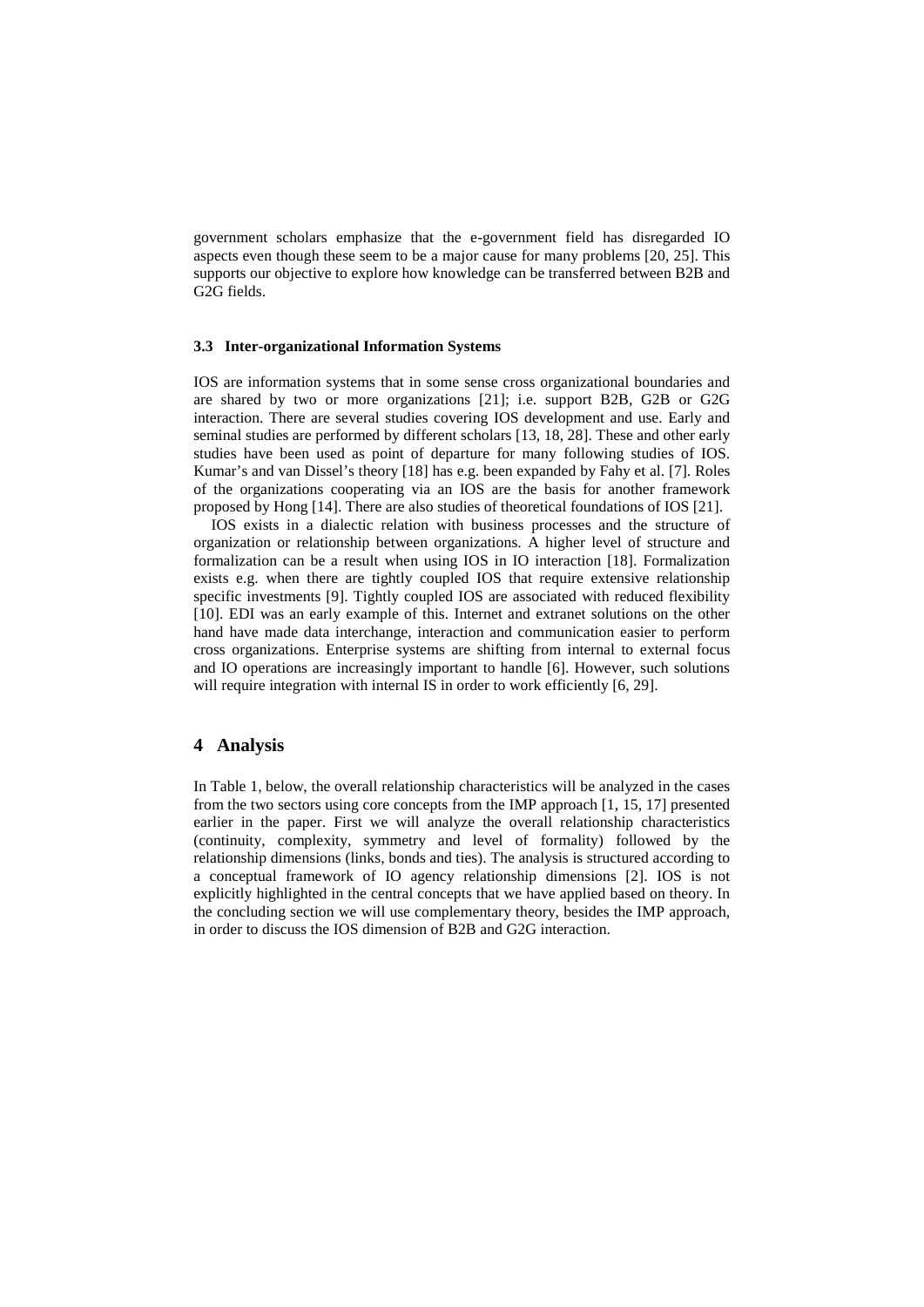government scholars emphasize that the e-government field has disregarded IO aspects even though these seem to be a major cause for many problems [20, 25]. This supports our objective to explore how knowledge can be transferred between B2B and G2G fields.

### 3.3 Inter-organizational Information Systems

IOS are information systems that in some sense cross organizational boundaries and are shared by two or more organizations [21]; i.e. support B2B, G2B or G2G interaction. There are several studies covering IOS development and use. Early and seminal studies are performed by different scholars [13, 18, 28]. These and other early studies have been used as point of departure for many following studies of IOS. Kumar's and van Dissel's theory [18] has e.g. been expanded by Fahy et al. [7]. Roles of the organizations cooperating via an IOS are the basis for another framework proposed by Hong [14]. There are also studies of theoretical foundations of IOS [21].

IOS exists in a dialectic relation with business processes and the structure of organization or relationship between organizations. A higher level of structure and formalization can be a result when using IOS in IO interaction [18]. Formalization exists e.g. when there are tightly coupled IOS that require extensive relationship specific investments [9]. Tightly coupled IOS are associated with reduced flexibility [10]. EDI was an early example of this. Internet and extranet solutions on the other hand have made data interchange, interaction and communication easier to perform cross organizations. Enterprise systems are shifting from internal to external focus and IO operations are increasingly important to handle [6]. However, such solutions will require integration with internal IS in order to work efficiently [6, 29].

## 4 Analysis

In Table 1, below, the overall relationship characteristics will be analyzed in the cases from the two sectors using core concepts from the IMP approach [1, 15, 17] presented earlier in the paper. First we will analyze the overall relationship characteristics (continuity, complexity, symmetry and level of formality) followed by the relationship dimensions (links, bonds and ties). The analysis is structured according to a conceptual framework of IO agency relationship dimensions [2]. IOS is not explicitly highlighted in the central concepts that we have applied based on theory. In the concluding section we will use complementary theory, besides the IMP approach, in order to discuss the IOS dimension of B2B and G2G interaction.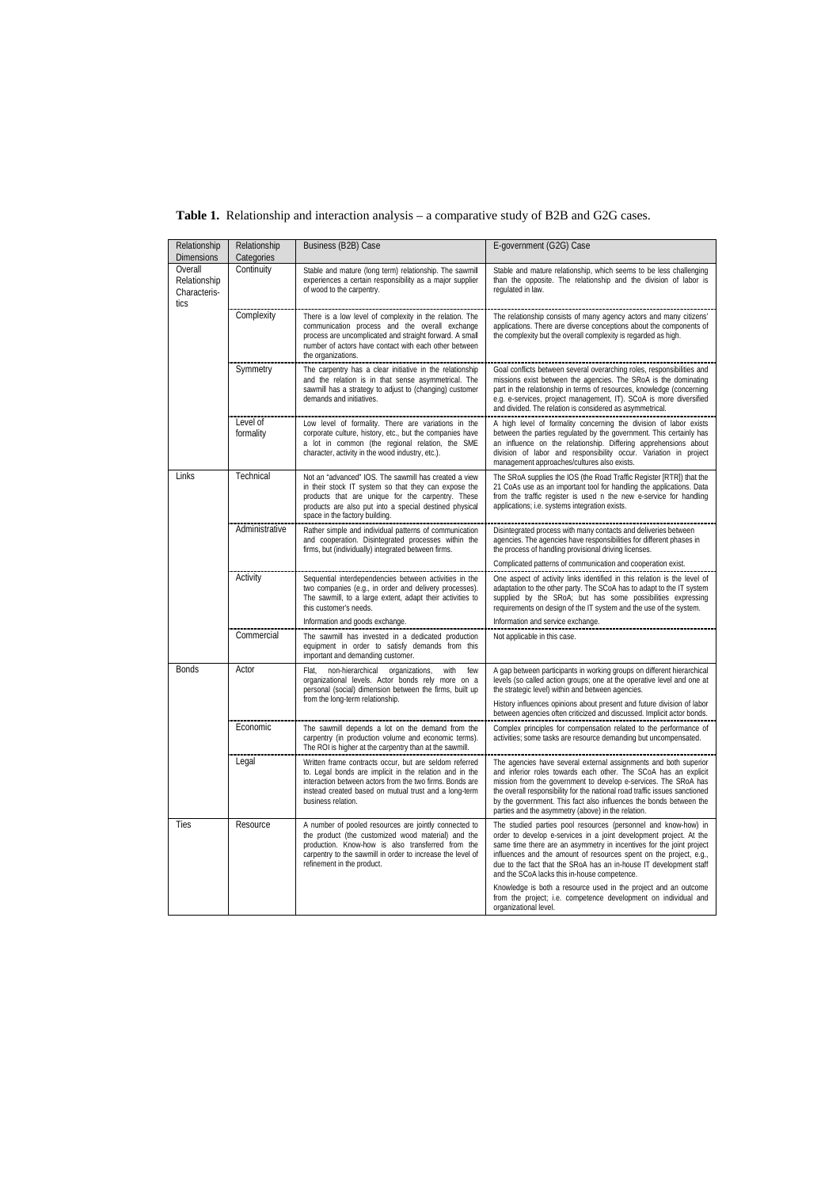**Table 1.** Relationship and interaction analysis – a comparative study of B2B and G2G cases.

| Relationship Dimensions | Relationship Categories | Business (B2B) Case | E-government (G2G) Case |
|---|---|---|---|
| Overall Relationship Characteris-tics | Continuity | Stable and mature (long term) relationship. The sawmill experiences a certain responsibility as a major supplier of wood to the carpentry. | Stable and mature relationship, which seems to be less challenging than the opposite. The relationship and the division of labor is regulated in law. |
| | Complexity | There is a low level of complexity in the relation. The communication process and the overall exchange process are uncomplicated and straight forward. A small number of actors have contact with each other between the organizations. | The relationship consists of many agency actors and many citizens' applications. There are diverse conceptions about the components of the complexity but the overall complexity is regarded as high. |
| | Symmetry | The carpentry has a clear initiative in the relationship and the relation is in that sense asymmetrical. The sawmill has a strategy to adjust to (changing) customer demands and initiatives. | Goal conflicts between several overarching roles, responsibilities and missions exist between the agencies. The SRoA is the dominating part in the relationship in terms of resources, knowledge (concerning e.g. e-services, project management, IT). SCoA is more diversified and divided. The relation is considered as asymmetrical. |
| | Level of formality | Low level of formality. There are variations in the corporate culture, history, etc., but the companies have a lot in common (the regional relation, the SME character, activity in the wood industry, etc.). | A high level of formality concerning the division of labor exists between the parties regulated by the government. This certainly has an influence on the relationship. Differing apprehensions about division of labor and responsibility occur. Variation in project management approaches/cultures also exists. |
| Links | Technical | Not an "advanced" IOS. The sawmill has created a view in their stock IT system so that they can expose the products that are unique for the carpentry. These products are also put into a special destined physical space in the factory building. | The SRoA supplies the IOS (the Road Traffic Register [RTR]) that the 21 CoAs use as an important tool for handling the applications. Data from the traffic register is used n the new e-service for handling applications; i.e. systems integration exists. |
| | Administrative | Rather simple and individual patterns of communication and cooperation. Disintegrated processes within the firms, but (individually) integrated between firms. | Disintegrated process with many contacts and deliveries between agencies. The agencies have responsibilities for different phases in the process of handling provisional driving licenses.<br><br>Complicated patterns of communication and cooperation exist. |
| | Activity | Sequential interdependencies between activities in the two companies (e.g., in order and delivery processes). The sawmill, to a large extent, adapt their activities to this customer's needs.<br><br>Information and goods exchange. | One aspect of activity links identified in this relation is the level of adaptation to the other party. The SCoA has to adapt to the IT system supplied by the SRoA; but has some possibilities expressing requirements on design of the IT system and the use of the system.<br><br>Information and service exchange. |
| | Commercial | The sawmill has invested in a dedicated production equipment in order to satisfy demands from this important and demanding customer. | Not applicable in this case. |
| Bonds | Actor | Flat, non-hierarchical organizations, with few organizational levels. Actor bonds rely more on a personal (social) dimension between the firms, built up from the long-term relationship. | A gap between participants in working groups on different hierarchical levels (so called action groups; one at the operative level and one at the strategic level) within and between agencies.<br><br>History influences opinions about present and future division of labor between agencies often criticized and discussed. Implicit actor bonds. |
| | Economic | The sawmill depends a lot on the demand from the carpentry (in production volume and economic terms). The ROI is higher at the carpentry than at the sawmill. | Complex principles for compensation related to the performance of activities; some tasks are resource demanding but uncompensated. |
| | Legal | Written frame contracts occur, but are seldom referred to. Legal bonds are implicit in the relation and in the interaction between actors from the two firms. Bonds are instead created based on mutual trust and a long-term business relation. | The agencies have several external assignments and both superior and inferior roles towards each other. The SCoA has an explicit mission from the government to develop e-services. The SRoA has the overall responsibility for the national road traffic issues sanctioned by the government. This fact also influences the bonds between the parties and the asymmetry (above) in the relation. |
| Ties | Resource | A number of pooled resources are jointly connected to the product (the customized wood material) and the production. Know-how is also transferred from the carpentry to the sawmill in order to increase the level of refinement in the product. | The studied parties pool resources (personnel and know-how) in order to develop e-services in a joint development project. At the same time there are an asymmetry in incentives for the joint project influences and the amount of resources spent on the project, e.g., due to the fact that the SRoA has an in-house IT development staff and the SCoA lacks this in-house competence.<br><br>Knowledge is both a resource used in the project and an outcome from the project; i.e. competence development on individual and organizational level. |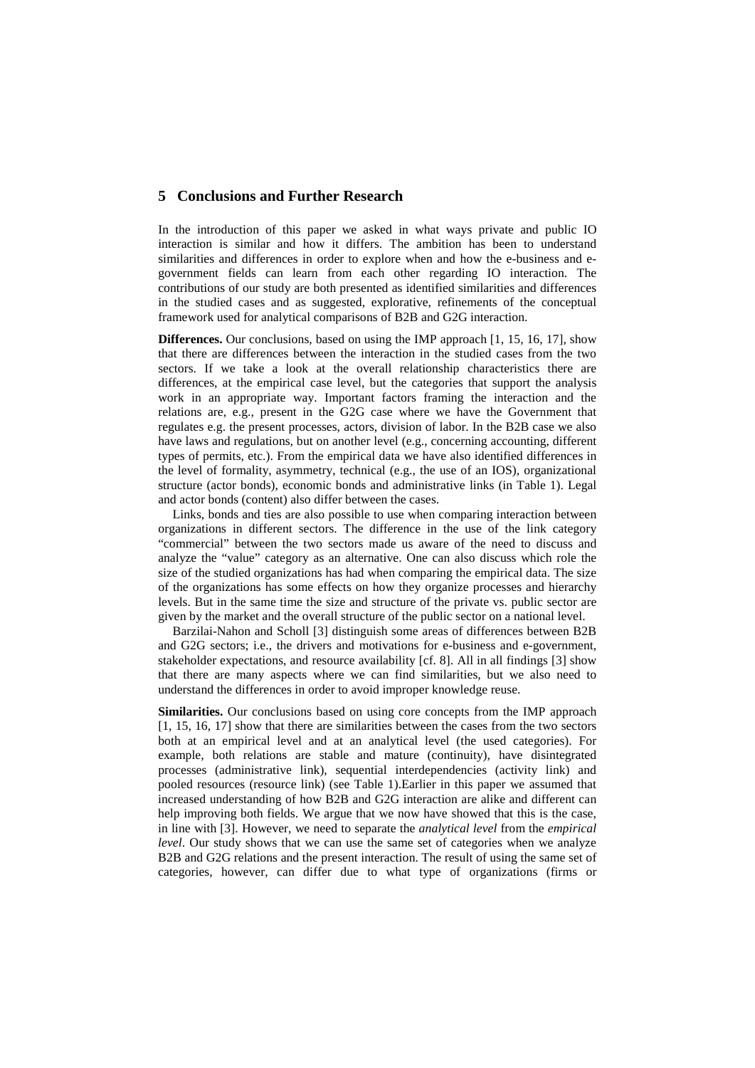## 5 Conclusions and Further Research

In the introduction of this paper we asked in what ways private and public IO interaction is similar and how it differs. The ambition has been to understand similarities and differences in order to explore when and how the e-business and e-government fields can learn from each other regarding IO interaction. The contributions of our study are both presented as identified similarities and differences in the studied cases and as suggested, explorative, refinements of the conceptual framework used for analytical comparisons of B2B and G2G interaction.

**Differences.** Our conclusions, based on using the IMP approach [1, 15, 16, 17], show that there are differences between the interaction in the studied cases from the two sectors. If we take a look at the overall relationship characteristics there are differences, at the empirical case level, but the categories that support the analysis work in an appropriate way. Important factors framing the interaction and the relations are, e.g., present in the G2G case where we have the Government that regulates e.g. the present processes, actors, division of labor. In the B2B case we also have laws and regulations, but on another level (e.g., concerning accounting, different types of permits, etc.). From the empirical data we have also identified differences in the level of formality, asymmetry, technical (e.g., the use of an IOS), organizational structure (actor bonds), economic bonds and administrative links (in Table 1). Legal and actor bonds (content) also differ between the cases.

Links, bonds and ties are also possible to use when comparing interaction between organizations in different sectors. The difference in the use of the link category "commercial" between the two sectors made us aware of the need to discuss and analyze the "value" category as an alternative. One can also discuss which role the size of the studied organizations has had when comparing the empirical data. The size of the organizations has some effects on how they organize processes and hierarchy levels. But in the same time the size and structure of the private vs. public sector are given by the market and the overall structure of the public sector on a national level.

Barzilai-Nahon and Scholl [3] distinguish some areas of differences between B2B and G2G sectors; i.e., the drivers and motivations for e-business and e-government, stakeholder expectations, and resource availability [cf. 8]. All in all findings [3] show that there are many aspects where we can find similarities, but we also need to understand the differences in order to avoid improper knowledge reuse.

**Similarities.** Our conclusions based on using core concepts from the IMP approach [1, 15, 16, 17] show that there are similarities between the cases from the two sectors both at an empirical level and at an analytical level (the used categories). For example, both relations are stable and mature (continuity), have disintegrated processes (administrative link), sequential interdependencies (activity link) and pooled resources (resource link) (see Table 1).Earlier in this paper we assumed that increased understanding of how B2B and G2G interaction are alike and different can help improving both fields. We argue that we now have showed that this is the case, in line with [3]. However, we need to separate the *analytical level* from the *empirical level*. Our study shows that we can use the same set of categories when we analyze B2B and G2G relations and the present interaction. The result of using the same set of categories, however, can differ due to what type of organizations (firms or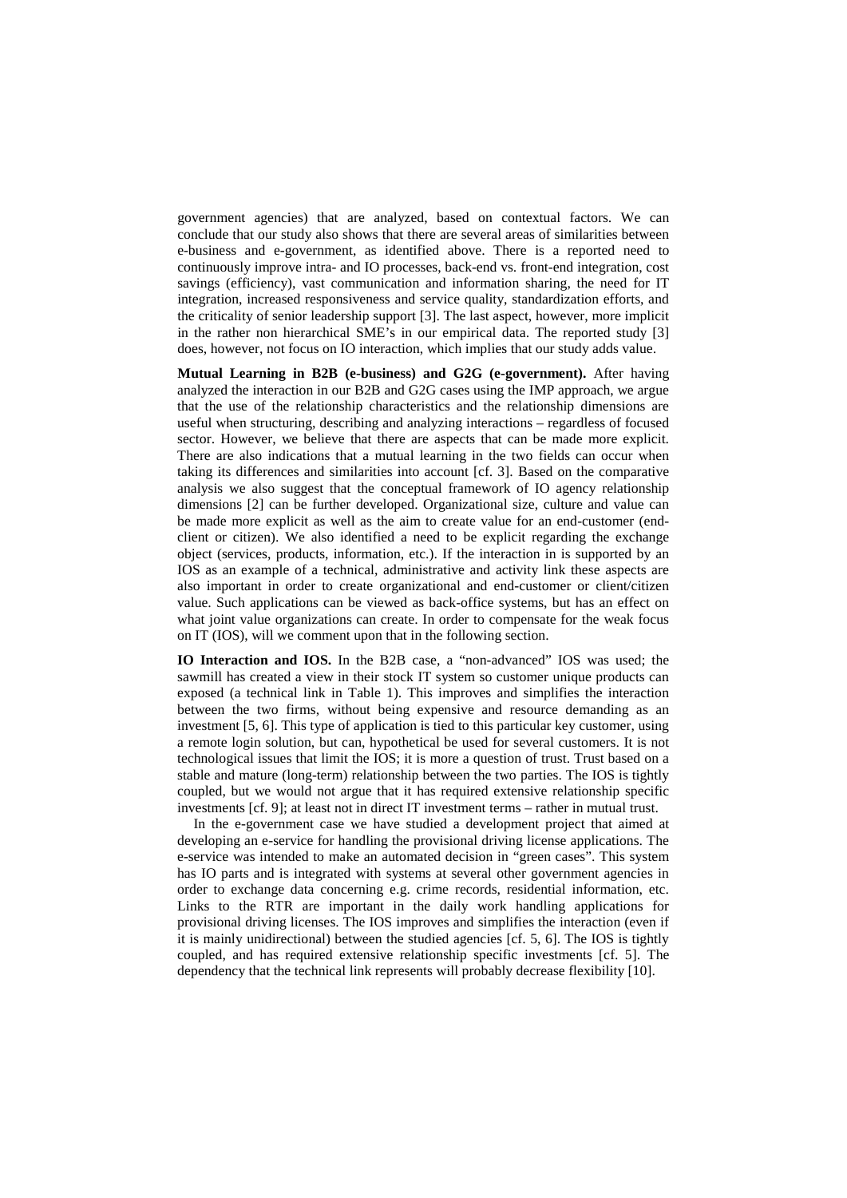government agencies) that are analyzed, based on contextual factors. We can conclude that our study also shows that there are several areas of similarities between e-business and e-government, as identified above. There is a reported need to continuously improve intra- and IO processes, back-end vs. front-end integration, cost savings (efficiency), vast communication and information sharing, the need for IT integration, increased responsiveness and service quality, standardization efforts, and the criticality of senior leadership support [3]. The last aspect, however, more implicit in the rather non hierarchical SME's in our empirical data. The reported study [3] does, however, not focus on IO interaction, which implies that our study adds value.

**Mutual Learning in B2B (e-business) and G2G (e-government).** After having analyzed the interaction in our B2B and G2G cases using the IMP approach, we argue that the use of the relationship characteristics and the relationship dimensions are useful when structuring, describing and analyzing interactions – regardless of focused sector. However, we believe that there are aspects that can be made more explicit. There are also indications that a mutual learning in the two fields can occur when taking its differences and similarities into account [cf. 3]. Based on the comparative analysis we also suggest that the conceptual framework of IO agency relationship dimensions [2] can be further developed. Organizational size, culture and value can be made more explicit as well as the aim to create value for an end-customer (end-client or citizen). We also identified a need to be explicit regarding the exchange object (services, products, information, etc.). If the interaction in is supported by an IOS as an example of a technical, administrative and activity link these aspects are also important in order to create organizational and end-customer or client/citizen value. Such applications can be viewed as back-office systems, but has an effect on what joint value organizations can create. In order to compensate for the weak focus on IT (IOS), will we comment upon that in the following section.

**IO Interaction and IOS.** In the B2B case, a "non-advanced" IOS was used; the sawmill has created a view in their stock IT system so customer unique products can exposed (a technical link in Table 1). This improves and simplifies the interaction between the two firms, without being expensive and resource demanding as an investment [5, 6]. This type of application is tied to this particular key customer, using a remote login solution, but can, hypothetical be used for several customers. It is not technological issues that limit the IOS; it is more a question of trust. Trust based on a stable and mature (long-term) relationship between the two parties. The IOS is tightly coupled, but we would not argue that it has required extensive relationship specific investments [cf. 9]; at least not in direct IT investment terms – rather in mutual trust.

In the e-government case we have studied a development project that aimed at developing an e-service for handling the provisional driving license applications. The e-service was intended to make an automated decision in "green cases". This system has IO parts and is integrated with systems at several other government agencies in order to exchange data concerning e.g. crime records, residential information, etc. Links to the RTR are important in the daily work handling applications for provisional driving licenses. The IOS improves and simplifies the interaction (even if it is mainly unidirectional) between the studied agencies [cf. 5, 6]. The IOS is tightly coupled, and has required extensive relationship specific investments [cf. 5]. The dependency that the technical link represents will probably decrease flexibility [10].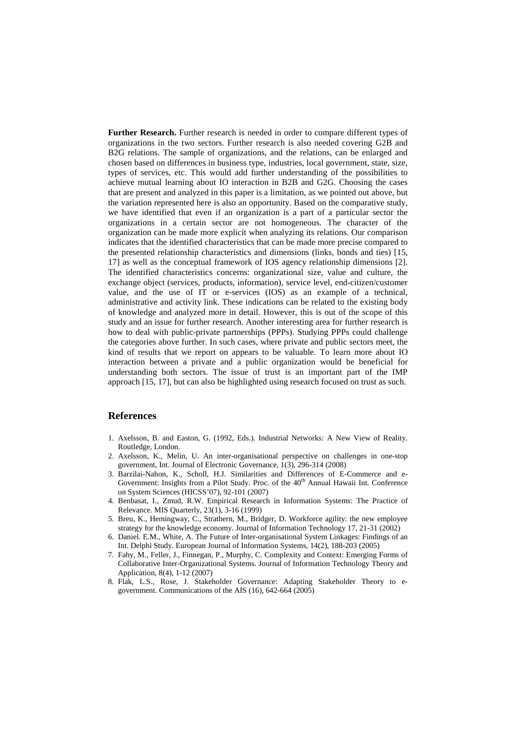**Further Research.** Further research is needed in order to compare different types of organizations in the two sectors. Further research is also needed covering G2B and B2G relations. The sample of organizations, and the relations, can be enlarged and chosen based on differences in business type, industries, local government, state, size, types of services, etc. This would add further understanding of the possibilities to achieve mutual learning about IO interaction in B2B and G2G. Choosing the cases that are present and analyzed in this paper is a limitation, as we pointed out above, but the variation represented here is also an opportunity. Based on the comparative study, we have identified that even if an organization is a part of a particular sector the organizations in a certain sector are not homogeneous. The character of the organization can be made more explicit when analyzing its relations. Our comparison indicates that the identified characteristics that can be made more precise compared to the presented relationship characteristics and dimensions (links, bonds and ties) [15, 17] as well as the conceptual framework of IOS agency relationship dimensions [2]. The identified characteristics concerns: organizational size, value and culture, the exchange object (services, products, information), service level, end-citizen/customer value, and the use of IT or e-services (IOS) as an example of a technical, administrative and activity link. These indications can be related to the existing body of knowledge and analyzed more in detail. However, this is out of the scope of this study and an issue for further research. Another interesting area for further research is how to deal with public-private partnerships (PPPs). Studying PPPs could challenge the categories above further. In such cases, where private and public sectors meet, the kind of results that we report on appears to be valuable. To learn more about IO interaction between a private and a public organization would be beneficial for understanding both sectors. The issue of trust is an important part of the IMP approach [15, 17], but can also be highlighted using research focused on trust as such.

## References

1. Axelsson, B. and Easton, G. (1992, Eds.). Industrial Networks: A New View of Reality. Routledge, London.
2. Axelsson, K., Melin, U. An inter-organisational perspective on challenges in one-stop government, Int. Journal of Electronic Governance, 1(3), 296-314 (2008)
3. Barzilai-Nahon, K., Scholl, H.J. Similarities and Differences of E-Commerce and e-Government: Insights from a Pilot Study. Proc. of the 40th Annual Hawaii Int. Conference on System Sciences (HICSS'07), 92-101 (2007)
4. Benbasat, I., Zmud, R.W. Empirical Research in Information Systems: The Practice of Relevance. MIS Quarterly, 23(1), 3-16 (1999)
5. Breu, K., Hemingway, C., Strathern, M., Bridger, D. Workforce agility: the new employee strategy for the knowledge economy. Journal of Information Technology 17, 21-31 (2002)
6. Daniel. E.M., White, A. The Future of Inter-organisational System Linkages: Findings of an Int. Delphi Study. European Journal of Information Systems, 14(2), 188-203 (2005)
7. Fahy, M., Feller, J., Finnegan, P., Murphy, C. Complexity and Context: Emerging Forms of Collaborative Inter-Organizational Systems. Journal of Information Technology Theory and Application, 8(4), 1-12 (2007)
8. Flak, L.S., Rose, J. Stakeholder Governance: Adapting Stakeholder Theory to e-government. Communications of the AIS (16), 642-664 (2005)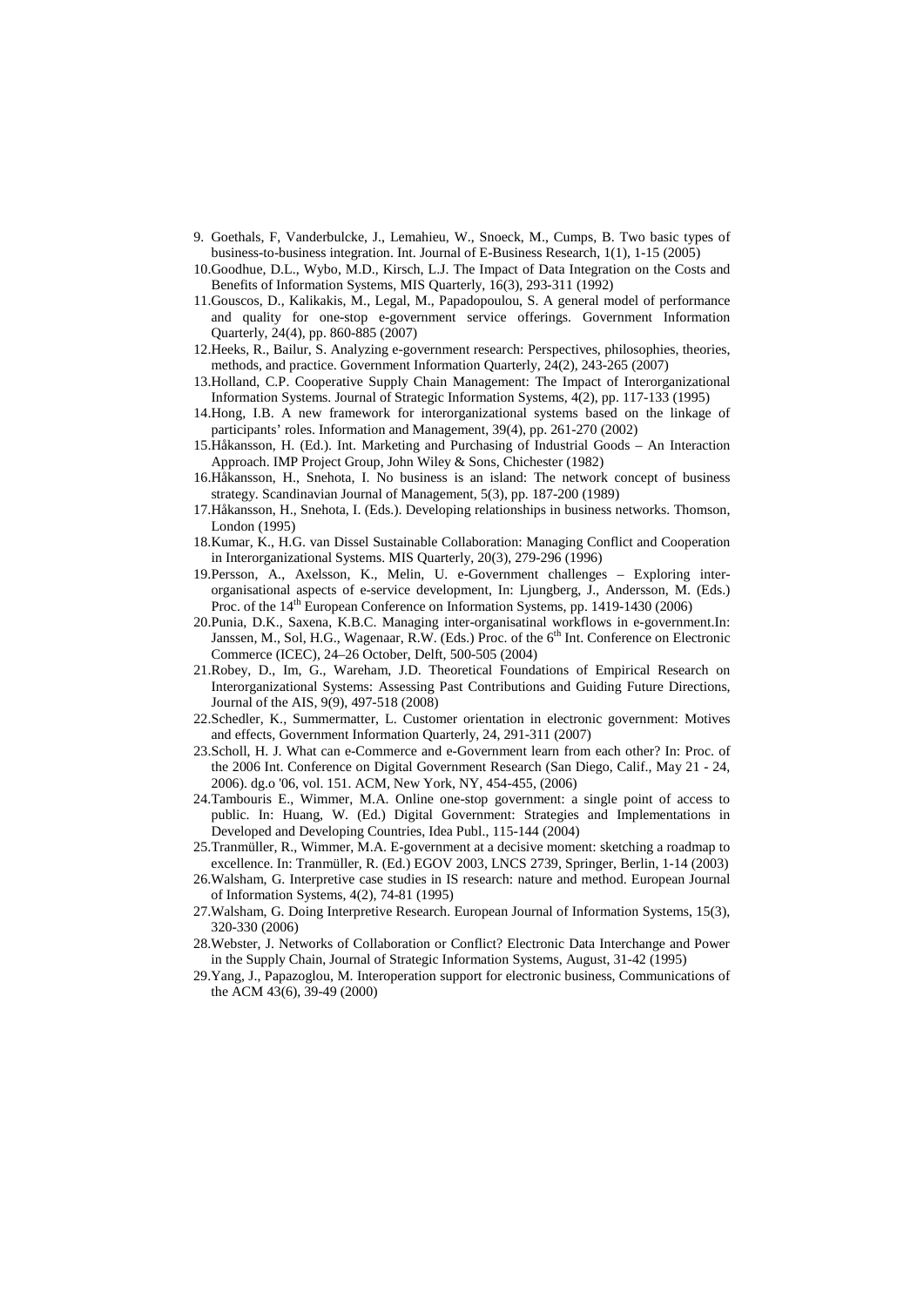9. Goethals, F, Vanderbulcke, J., Lemahieu, W., Snoeck, M., Cumps, B. Two basic types of business-to-business integration. Int. Journal of E-Business Research, 1(1), 1-15 (2005)
10. Goodhue, D.L., Wybo, M.D., Kirsch, L.J. The Impact of Data Integration on the Costs and Benefits of Information Systems, MIS Quarterly, 16(3), 293-311 (1992)
11. Gouscos, D., Kalikakis, M., Legal, M., Papadopoulou, S. A general model of performance and quality for one-stop e-government service offerings. Government Information Quarterly, 24(4), pp. 860-885 (2007)
12. Heeks, R., Bailur, S. Analyzing e-government research: Perspectives, philosophies, theories, methods, and practice. Government Information Quarterly, 24(2), 243-265 (2007)
13. Holland, C.P. Cooperative Supply Chain Management: The Impact of Interorganizational Information Systems. Journal of Strategic Information Systems, 4(2), pp. 117-133 (1995)
14. Hong, I.B. A new framework for interorganizational systems based on the linkage of participants' roles. Information and Management, 39(4), pp. 261-270 (2002)
15. Håkansson, H. (Ed.). Int. Marketing and Purchasing of Industrial Goods – An Interaction Approach. IMP Project Group, John Wiley & Sons, Chichester (1982)
16. Håkansson, H., Snehota, I. No business is an island: The network concept of business strategy. Scandinavian Journal of Management, 5(3), pp. 187-200 (1989)
17. Håkansson, H., Snehota, I. (Eds.). Developing relationships in business networks. Thomson, London (1995)
18. Kumar, K., H.G. van Dissel Sustainable Collaboration: Managing Conflict and Cooperation in Interorganizational Systems. MIS Quarterly, 20(3), 279-296 (1996)
19. Persson, A., Axelsson, K., Melin, U. e-Government challenges – Exploring inter-organisational aspects of e-service development, In: Ljungberg, J., Andersson, M. (Eds.) Proc. of the 14th European Conference on Information Systems, pp. 1419-1430 (2006)
20. Punia, D.K., Saxena, K.B.C. Managing inter-organisatinal workflows in e-government.In: Janssen, M., Sol, H.G., Wagenaar, R.W. (Eds.) Proc. of the 6th Int. Conference on Electronic Commerce (ICEC), 24–26 October, Delft, 500-505 (2004)
21. Robey, D., Im, G., Wareham, J.D. Theoretical Foundations of Empirical Research on Interorganizational Systems: Assessing Past Contributions and Guiding Future Directions, Journal of the AIS, 9(9), 497-518 (2008)
22. Schedler, K., Summermatter, L. Customer orientation in electronic government: Motives and effects, Government Information Quarterly, 24, 291-311 (2007)
23. Scholl, H. J. What can e-Commerce and e-Government learn from each other? In: Proc. of the 2006 Int. Conference on Digital Government Research (San Diego, Calif., May 21 - 24, 2006). dg.o '06, vol. 151. ACM, New York, NY, 454-455, (2006)
24. Tambouris E., Wimmer, M.A. Online one-stop government: a single point of access to public. In: Huang, W. (Ed.) Digital Government: Strategies and Implementations in Developed and Developing Countries, Idea Publ., 115-144 (2004)
25. Tranmüller, R., Wimmer, M.A. E-government at a decisive moment: sketching a roadmap to excellence. In: Tranmüller, R. (Ed.) EGOV 2003, LNCS 2739, Springer, Berlin, 1-14 (2003)
26. Walsham, G. Interpretive case studies in IS research: nature and method. European Journal of Information Systems, 4(2), 74-81 (1995)
27. Walsham, G. Doing Interpretive Research. European Journal of Information Systems, 15(3), 320-330 (2006)
28. Webster, J. Networks of Collaboration or Conflict? Electronic Data Interchange and Power in the Supply Chain, Journal of Strategic Information Systems, August, 31-42 (1995)
29. Yang, J., Papazoglou, M. Interoperation support for electronic business, Communications of the ACM 43(6), 39-49 (2000)